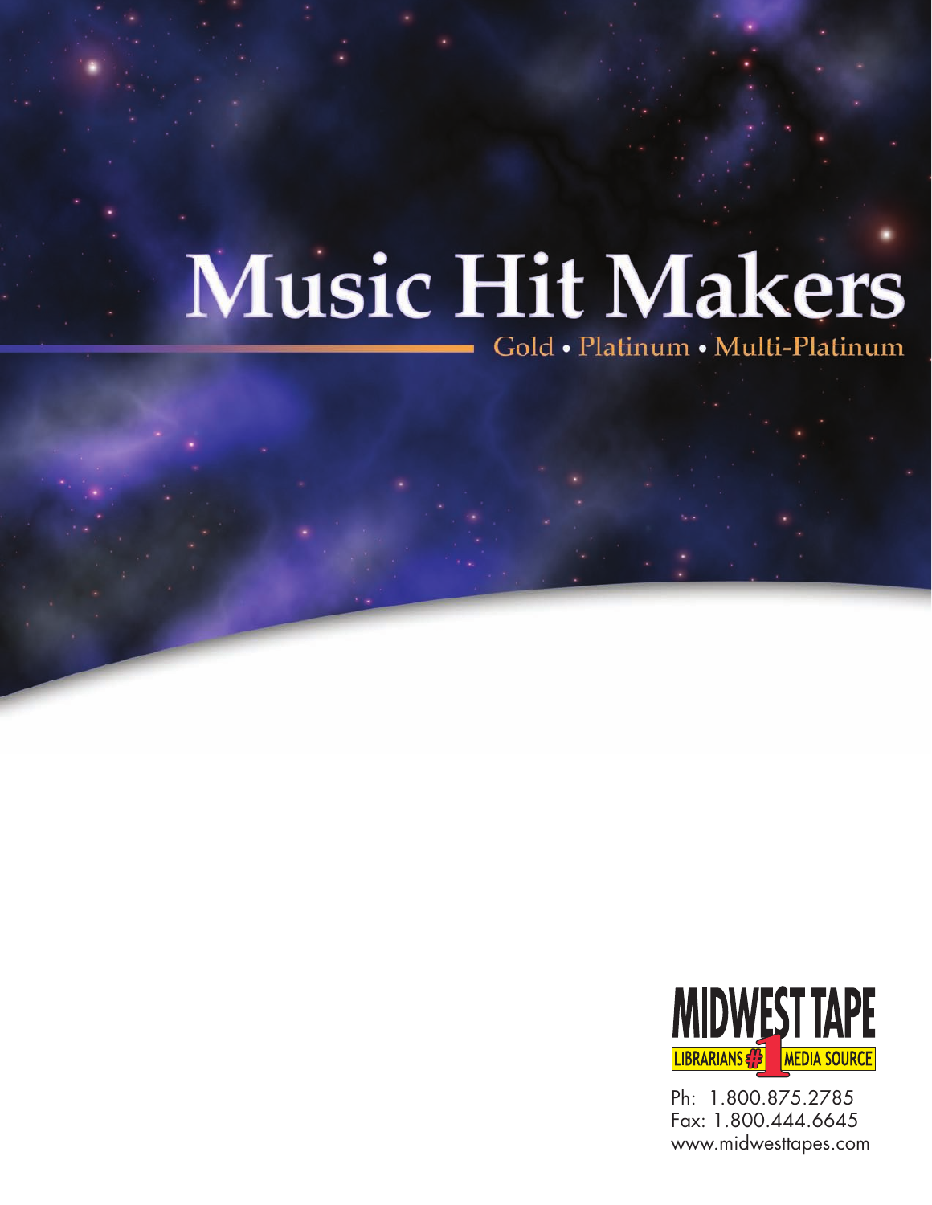# Music Hit Makers

Gold • Platinum • Multi-Platinum

MIDWEST TAPE

LIBRARIANS #1 MEDIA SOURCE

Ph: 1.800.875.2785
Fax: 1.800.444.6645
www.midwesttapes.com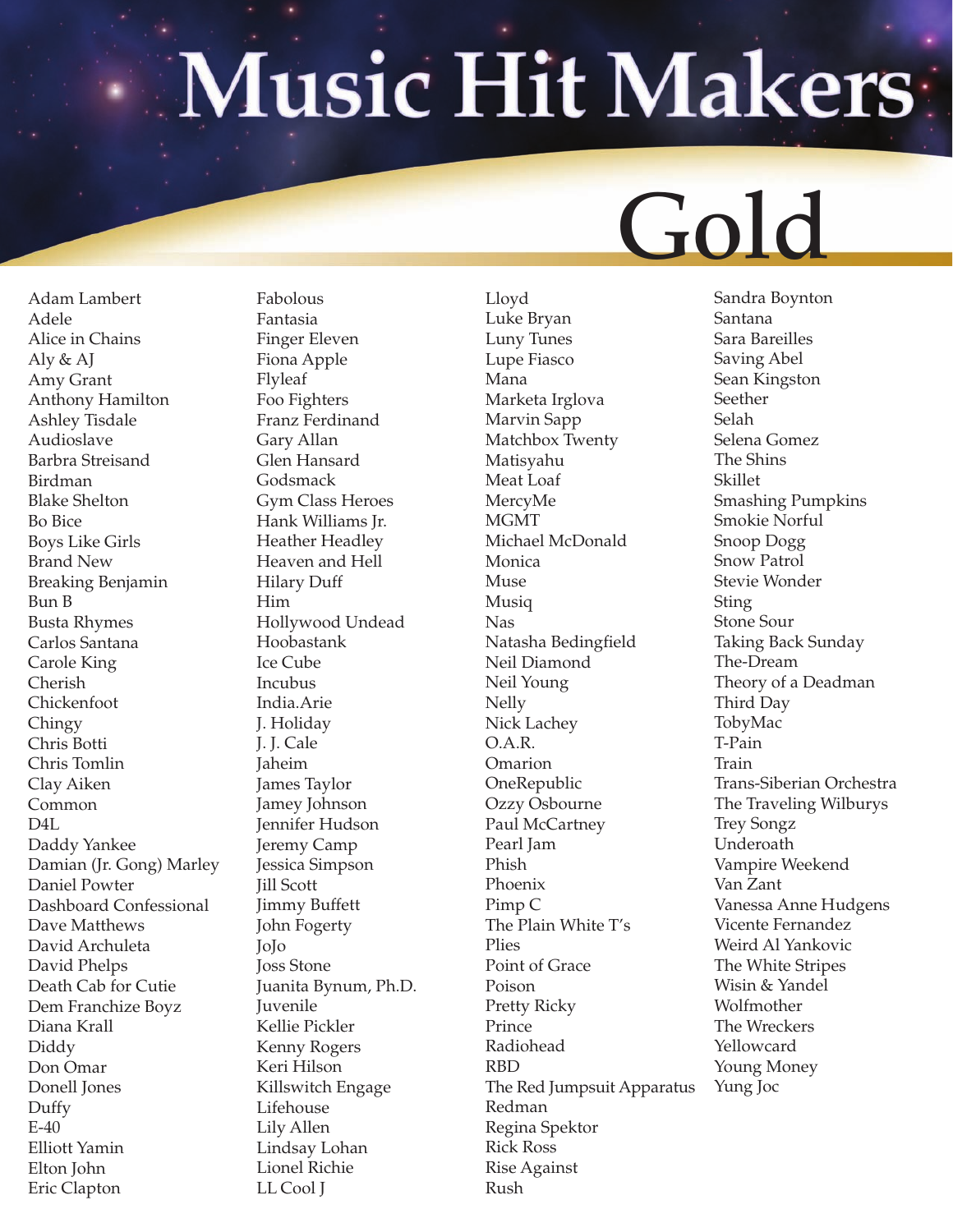# Music Hit Makers

## Gold

Adam Lambert
Adele
Alice in Chains
Aly & AJ
Amy Grant
Anthony Hamilton
Ashley Tisdale
Audioslave
Barbra Streisand
Birdman
Blake Shelton
Bo Bice
Boys Like Girls
Brand New
Breaking Benjamin
Bun B
Busta Rhymes
Carlos Santana
Carole King
Cherish
Chickenfoot
Chingy
Chris Botti
Chris Tomlin
Clay Aiken
Common
D4L
Daddy Yankee
Damian (Jr. Gong) Marley
Daniel Powter
Dashboard Confessional
Dave Matthews
David Archuleta
David Phelps
Death Cab for Cutie
Dem Franchize Boyz
Diana Krall
Diddy
Don Omar
Donell Jones
Duffy
E-40
Elliott Yamin
Elton John
Eric Clapton
Fabolous
Fantasia
Finger Eleven
Fiona Apple
Flyleaf
Foo Fighters
Franz Ferdinand
Gary Allan
Glen Hansard
Godsmack
Gym Class Heroes
Hank Williams Jr.
Heather Headley
Heaven and Hell
Hilary Duff
Him
Hollywood Undead
Hoobastank
Ice Cube
Incubus
India.Arie
J. Holiday
J. J. Cale
Jaheim
James Taylor
Jamey Johnson
Jennifer Hudson
Jeremy Camp
Jessica Simpson
Jill Scott
Jimmy Buffett
John Fogerty
JoJo
Joss Stone
Juanita Bynum, Ph.D.
Juvenile
Kellie Pickler
Kenny Rogers
Keri Hilson
Killswitch Engage
Lifehouse
Lily Allen
Lindsay Lohan
Lionel Richie
LL Cool J
Lloyd
Luke Bryan
Luny Tunes
Lupe Fiasco
Mana
Marketa Irglova
Marvin Sapp
Matchbox Twenty
Matisyahu
Meat Loaf
MercyMe
MGMT
Michael McDonald
Monica
Muse
Musiq
Nas
Natasha Bedingfield
Neil Diamond
Neil Young
Nelly
Nick Lachey
O.A.R.
Omarion
OneRepublic
Ozzy Osbourne
Paul McCartney
Pearl Jam
Phish
Phoenix
Pimp C
The Plain White T's
Plies
Point of Grace
Poison
Pretty Ricky
Prince
Radiohead
RBD
The Red Jumpsuit Apparatus
Redman
Regina Spektor
Rick Ross
Rise Against
Rush
Sandra Boynton
Santana
Sara Bareilles
Saving Abel
Sean Kingston
Seether
Selah
Selena Gomez
The Shins
Skillet
Smashing Pumpkins
Smokie Norful
Snoop Dogg
Snow Patrol
Stevie Wonder
Sting
Stone Sour
Taking Back Sunday
The-Dream
Theory of a Deadman
Third Day
TobyMac
T-Pain
Train
Trans-Siberian Orchestra
The Traveling Wilburys
Trey Songz
Underoath
Vampire Weekend
Van Zant
Vanessa Anne Hudgens
Vicente Fernandez
Weird Al Yankovic
The White Stripes
Wisin & Yandel
Wolfmother
The Wreckers
Yellowcard
Young Money
Yung Joc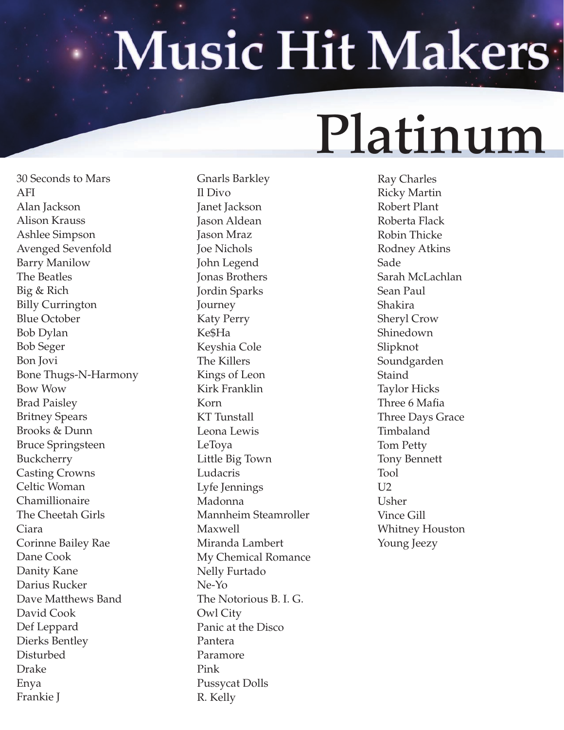# Music Hit Makers

## Platinum

30 Seconds to Mars
AFI
Alan Jackson
Alison Krauss
Ashlee Simpson
Avenged Sevenfold
Barry Manilow
The Beatles
Big & Rich
Billy Currington
Blue October
Bob Dylan
Bob Seger
Bon Jovi
Bone Thugs-N-Harmony
Bow Wow
Brad Paisley
Britney Spears
Brooks & Dunn
Bruce Springsteen
Buckcherry
Casting Crowns
Celtic Woman
Chamillionaire
The Cheetah Girls
Ciara
Corinne Bailey Rae
Dane Cook
Danity Kane
Darius Rucker
Dave Matthews Band
David Cook
Def Leppard
Dierks Bentley
Disturbed
Drake
Enya
Frankie J
Gnarls Barkley
Il Divo
Janet Jackson
Jason Aldean
Jason Mraz
Joe Nichols
John Legend
Jonas Brothers
Jordin Sparks
Journey
Katy Perry
Ke$Ha
Keyshia Cole
The Killers
Kings of Leon
Kirk Franklin
Korn
KT Tunstall
Leona Lewis
LeToya
Little Big Town
Ludacris
Lyfe Jennings
Madonna
Mannheim Steamroller
Maxwell
Miranda Lambert
My Chemical Romance
Nelly Furtado
Ne-Yo
The Notorious B. I. G.
Owl City
Panic at the Disco
Pantera
Paramore
Pink
Pussycat Dolls
R. Kelly
Ray Charles
Ricky Martin
Robert Plant
Roberta Flack
Robin Thicke
Rodney Atkins
Sade
Sarah McLachlan
Sean Paul
Shakira
Sheryl Crow
Shinedown
Slipknot
Soundgarden
Staind
Taylor Hicks
Three 6 Mafia
Three Days Grace
Timbaland
Tom Petty
Tony Bennett
Tool
U2
Usher
Vince Gill
Whitney Houston
Young Jeezy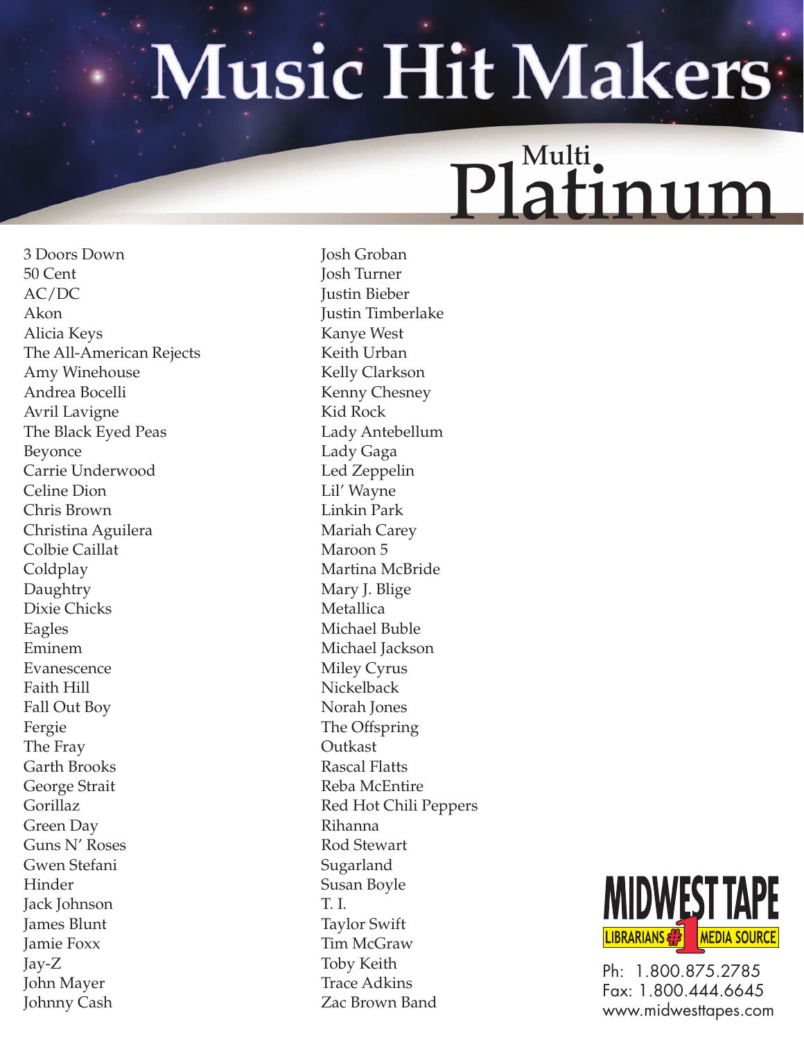# Music Hit Makers

## Multi Platinum

3 Doors Down
50 Cent
AC/DC
Akon
Alicia Keys
The All-American Rejects
Amy Winehouse
Andrea Bocelli
Avril Lavigne
The Black Eyed Peas
Beyonce
Carrie Underwood
Celine Dion
Chris Brown
Christina Aguilera
Colbie Caillat
Coldplay
Daughtry
Dixie Chicks
Eagles
Eminem
Evanescence
Faith Hill
Fall Out Boy
Fergie
The Fray
Garth Brooks
George Strait
Gorillaz
Green Day
Guns N' Roses
Gwen Stefani
Hinder
Jack Johnson
James Blunt
Jamie Foxx
Jay-Z
John Mayer
Johnny Cash
Josh Groban
Josh Turner
Justin Bieber
Justin Timberlake
Kanye West
Keith Urban
Kelly Clarkson
Kenny Chesney
Kid Rock
Lady Antebellum
Lady Gaga
Led Zeppelin
Lil' Wayne
Linkin Park
Mariah Carey
Maroon 5
Martina McBride
Mary J. Blige
Metallica
Michael Buble
Michael Jackson
Miley Cyrus
Nickelback
Norah Jones
The Offspring
Outkast
Rascal Flatts
Reba McEntire
Red Hot Chili Peppers
Rihanna
Rod Stewart
Sugarland
Susan Boyle
T. I.
Taylor Swift
Tim McGraw
Toby Keith
Trace Adkins
Zac Brown Band

**MIDWEST TAPE**
LIBRARIANS #1 MEDIA SOURCE

Ph: 1.800.875.2785
Fax: 1.800.444.6645
www.midwesttapes.com